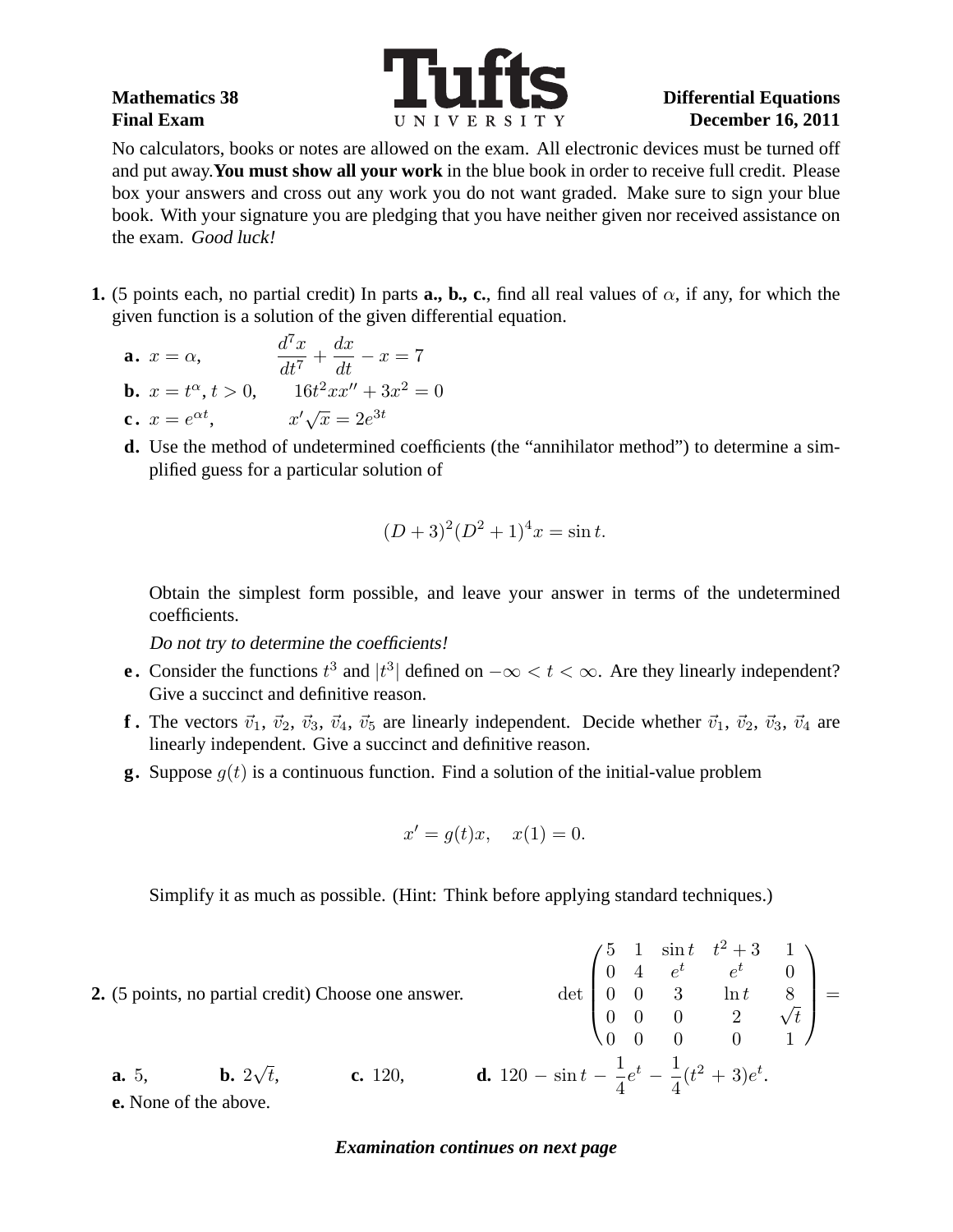**Mathematics 38** **Final Exam**

**Differential Equations** **December 16, 2011**

No calculators, books or notes are allowed on the exam. All electronic devices must be turned off and put away. **You must show all your work** in the blue book in order to receive full credit. Please box your answers and cross out any work you do not want graded. Make sure to sign your blue book. With your signature you are pledging that you have neither given nor received assistance on the exam. *Good luck!*

**1.** (5 points each, no partial credit) In parts **a., b., c.**, find all real values of $\alpha$, if any, for which the given function is a solution of the given differential equation.

**a.** $x = \alpha$, $\qquad \dfrac{d^7x}{dt^7} + \dfrac{dx}{dt} - x = 7$

**b.** $x = t^\alpha$, $t > 0$, $\qquad 16t^2 x x'' + 3x^2 = 0$

**c.** $x = e^{\alpha t}$, $\qquad x'\sqrt{x} = 2e^{3t}$

**d.** Use the method of undetermined coefficients (the "annihilator method") to determine a simplified guess for a particular solution of

$$(D+3)^2(D^2+1)^4 x = \sin t.$$

Obtain the simplest form possible, and leave your answer in terms of the undetermined coefficients.

*Do not try to determine the coefficients!*

**e.** Consider the functions $t^3$ and $|t^3|$ defined on $-\infty < t < \infty$. Are they linearly independent? Give a succinct and definitive reason.

**f.** The vectors $\vec{v}_1$, $\vec{v}_2$, $\vec{v}_3$, $\vec{v}_4$, $\vec{v}_5$ are linearly independent. Decide whether $\vec{v}_1$, $\vec{v}_2$, $\vec{v}_3$, $\vec{v}_4$ are linearly independent. Give a succinct and definitive reason.

**g.** Suppose $g(t)$ is a continuous function. Find a solution of the initial-value problem

$$x' = g(t)x, \quad x(1) = 0.$$

Simplify it as much as possible. (Hint: Think before applying standard techniques.)

**2.** (5 points, no partial credit) Choose one answer.

$$\det \begin{pmatrix} 5 & 1 & \sin t & t^2+3 & 1 \\ 0 & 4 & e^t & e^t & 0 \\ 0 & 0 & 3 & \ln t & 8 \\ 0 & 0 & 0 & 2 & \sqrt{t} \\ 0 & 0 & 0 & 0 & 1 \end{pmatrix} =$$

**a.** $5$, $\qquad$ **b.** $2\sqrt{t}$, $\qquad$ **c.** $120$, $\qquad$ **d.** $120 - \sin t - \dfrac{1}{4}e^t - \dfrac{1}{4}(t^2+3)e^t$.

**e.** None of the above.

***Examination continues on next page***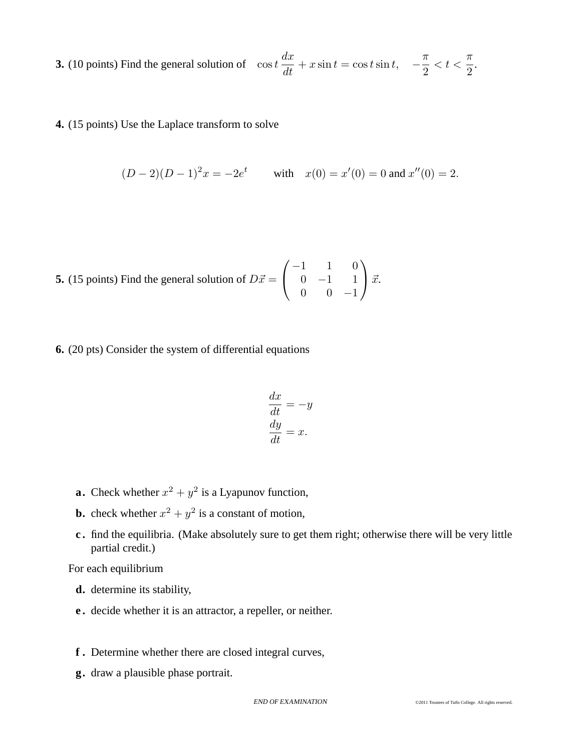**3.** (10 points) Find the general solution of $\cos t \dfrac{dx}{dt} + x \sin t = \cos t \sin t, \quad -\dfrac{\pi}{2} < t < \dfrac{\pi}{2}.$

**4.** (15 points) Use the Laplace transform to solve

$$(D-2)(D-1)^2 x = -2e^t \qquad \text{with} \quad x(0) = x'(0) = 0 \text{ and } x''(0) = 2.$$

**5.** (15 points) Find the general solution of $D\vec{x} = \begin{pmatrix} -1 & 1 & 0 \\ 0 & -1 & 1 \\ 0 & 0 & -1 \end{pmatrix} \vec{x}.$

**6.** (20 pts) Consider the system of differential equations

$$\frac{dx}{dt} = -y$$
$$\frac{dy}{dt} = x.$$

- **a.** Check whether $x^2 + y^2$ is a Lyapunov function,
- **b.** check whether $x^2 + y^2$ is a constant of motion,
- **c.** find the equilibria. (Make absolutely sure to get them right; otherwise there will be very little partial credit.)

For each equilibrium

- **d.** determine its stability,
- **e.** decide whether it is an attractor, a repeller, or neither.

- **f.** Determine whether there are closed integral curves,
- **g.** draw a plausible phase portrait.

*END OF EXAMINATION*

©2011 Trustees of Tufts College. All rights reserved.